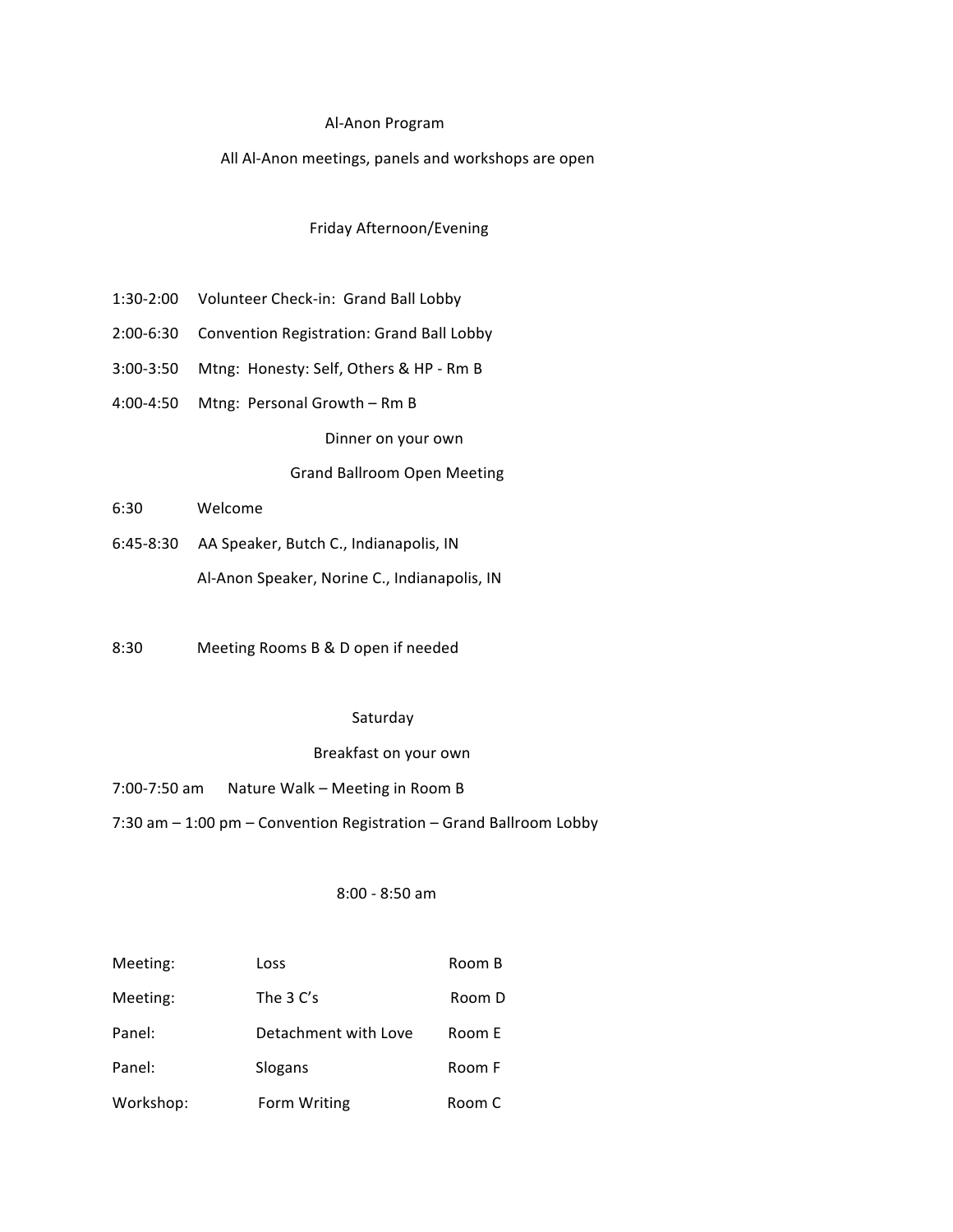# Al-Anon Program

All Al-Anon meetings, panels and workshops are open

## Friday Afternoon/Evening

1:30-2:00 Volunteer Check-in: Grand Ball Lobby

2:00-6:30 Convention Registration: Grand Ball Lobby

3:00-3:50 Mtng: Honesty: Self, Others & HP - Rm B

4:00-4:50 Mtng: Personal Growth – Rm B

Dinner on your own

### Grand Ballroom Open Meeting

6:30 Welcome

6:45-8:30 AA Speaker, Butch C., Indianapolis, IN

Al-Anon Speaker, Norine C., Indianapolis, IN

8:30 Meeting Rooms B & D open if needed

## Saturday

Breakfast on your own

7:00-7:50 am Nature Walk – Meeting in Room B

7:30 am – 1:00 pm – Convention Registration – Grand Ballroom Lobby

### 8:00 - 8:50 am

| | | |
|---|---|---|
| Meeting: | Loss | Room B |
| Meeting: | The 3 C's | Room D |
| Panel: | Detachment with Love | Room E |
| Panel: | Slogans | Room F |
| Workshop: | Form Writing | Room C |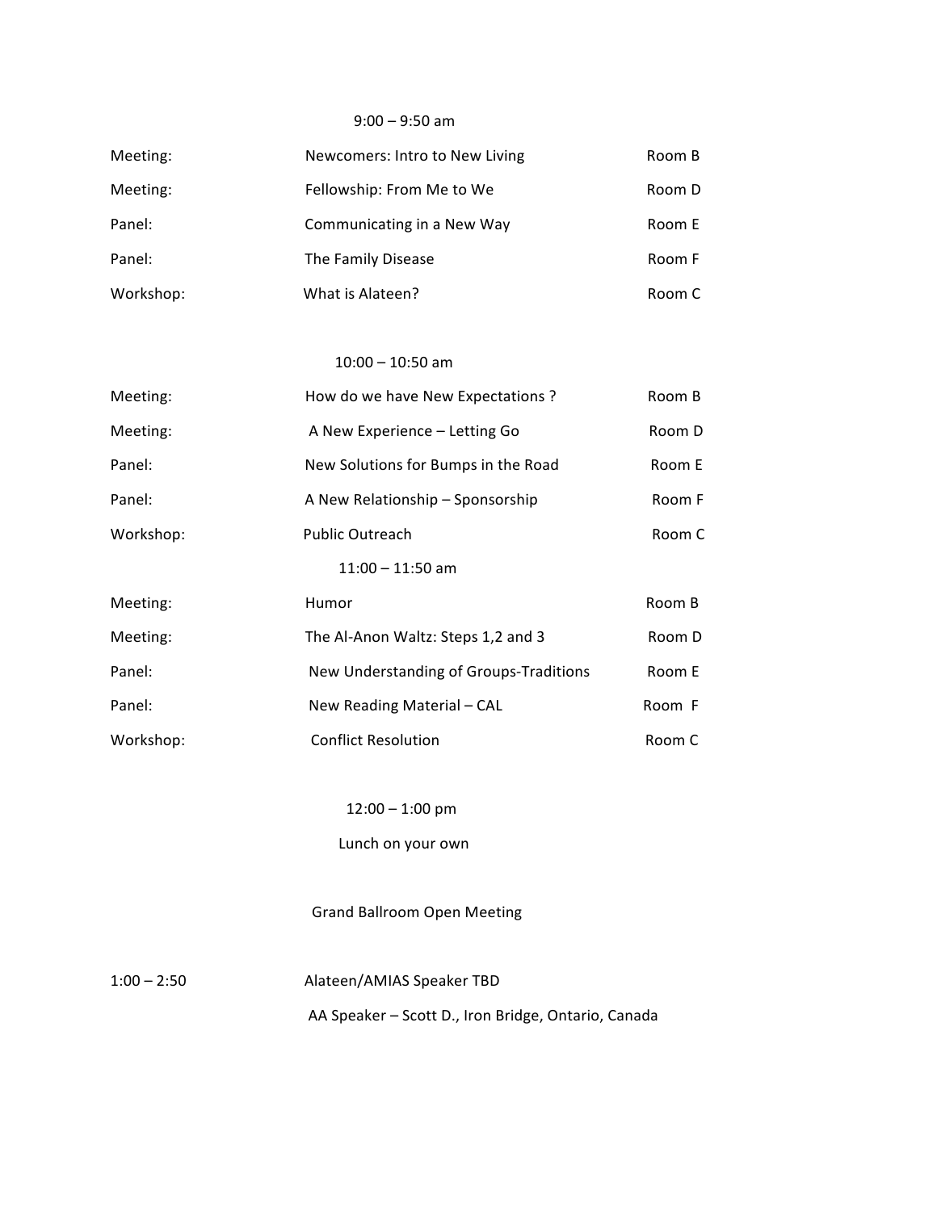### 9:00 – 9:50 am

| | | |
|---|---|---|
| Meeting: | Newcomers: Intro to New Living | Room B |
| Meeting: | Fellowship: From Me to We | Room D |
| Panel: | Communicating in a New Way | Room E |
| Panel: | The Family Disease | Room F |
| Workshop: | What is Alateen? | Room C |

### 10:00 – 10:50 am

| | | |
|---|---|---|
| Meeting: | How do we have New Expectations ? | Room B |
| Meeting: | A New Experience – Letting Go | Room D |
| Panel: | New Solutions for Bumps in the Road | Room E |
| Panel: | A New Relationship – Sponsorship | Room F |
| Workshop: | Public Outreach | Room C |

### 11:00 – 11:50 am

| | | |
|---|---|---|
| Meeting: | Humor | Room B |
| Meeting: | The Al-Anon Waltz: Steps 1,2 and 3 | Room D |
| Panel: | New Understanding of Groups-Traditions | Room E |
| Panel: | New Reading Material – CAL | Room F |
| Workshop: | Conflict Resolution | Room C |

### 12:00 – 1:00 pm

Lunch on your own

### Grand Ballroom Open Meeting

| | |
|---|---|
| 1:00 – 2:50 | Alateen/AMIAS Speaker TBD |
| | AA Speaker – Scott D., Iron Bridge, Ontario, Canada |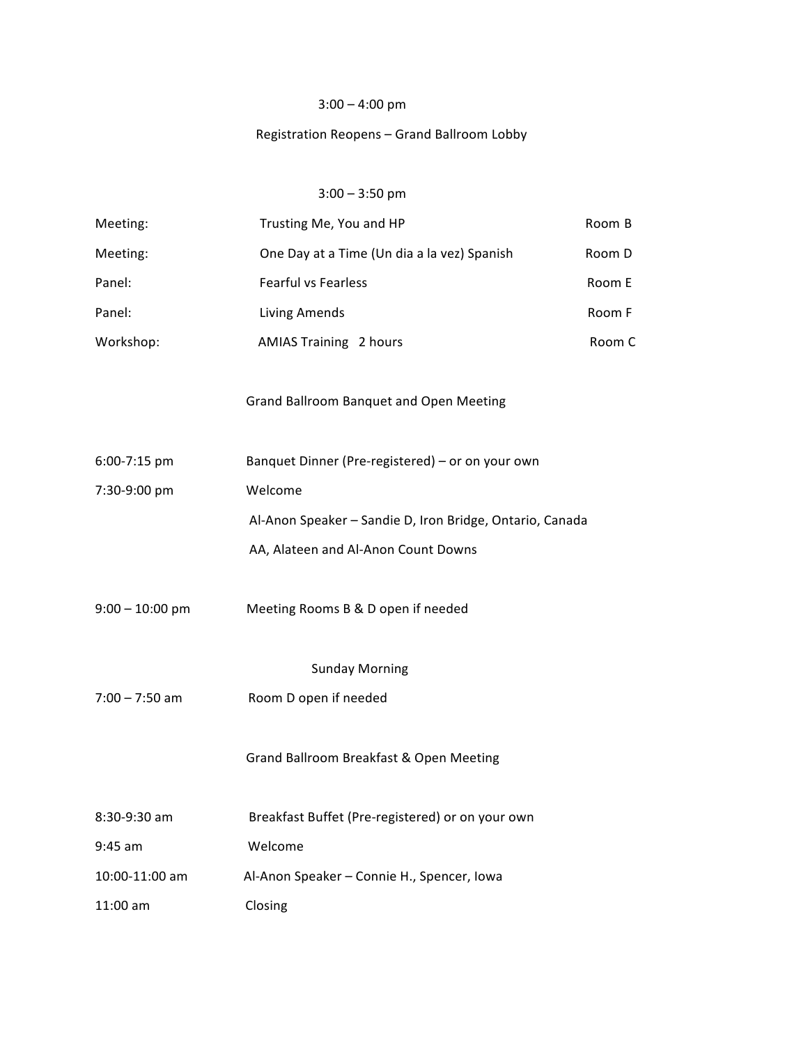3:00 – 4:00 pm

Registration Reopens – Grand Ballroom Lobby

3:00 – 3:50 pm

| | | |
|---|---|---|
| Meeting: | Trusting Me, You and HP | Room B |
| Meeting: | One Day at a Time (Un dia a la vez) Spanish | Room D |
| Panel: | Fearful vs Fearless | Room E |
| Panel: | Living Amends | Room F |
| Workshop: | AMIAS Training 2 hours | Room C |

Grand Ballroom Banquet and Open Meeting

| | |
|---|---|
| 6:00-7:15 pm | Banquet Dinner (Pre-registered) – or on your own |
| 7:30-9:00 pm | Welcome |
| | Al-Anon Speaker – Sandie D, Iron Bridge, Ontario, Canada |
| | AA, Alateen and Al-Anon Count Downs |
| 9:00 – 10:00 pm | Meeting Rooms B & D open if needed |

Sunday Morning

| | |
|---|---|
| 7:00 – 7:50 am | Room D open if needed |

Grand Ballroom Breakfast & Open Meeting

| | |
|---|---|
| 8:30-9:30 am | Breakfast Buffet (Pre-registered) or on your own |
| 9:45 am | Welcome |
| 10:00-11:00 am | Al-Anon Speaker – Connie H., Spencer, Iowa |
| 11:00 am | Closing |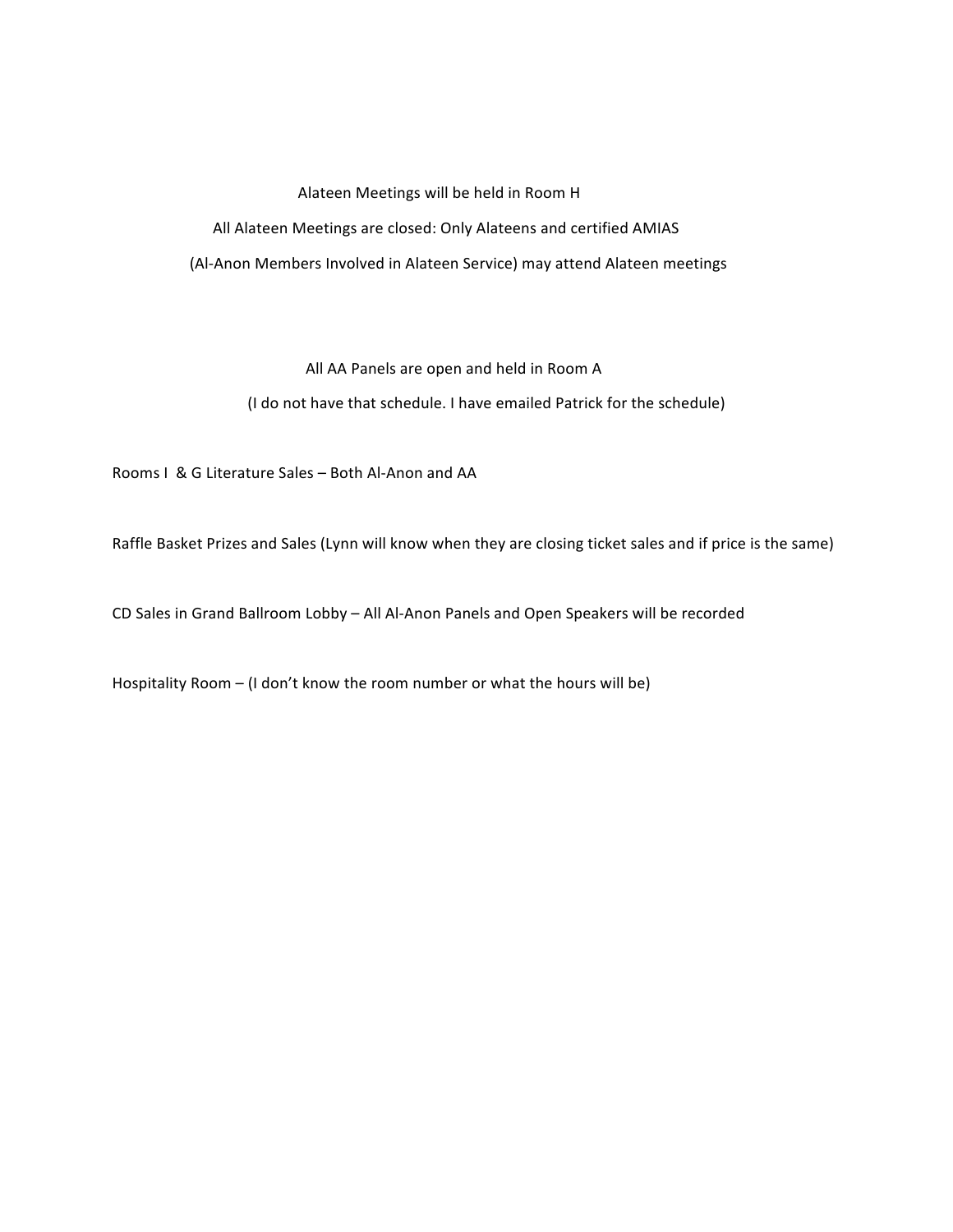Alateen Meetings will be held in Room H

All Alateen Meetings are closed: Only Alateens and certified AMIAS

(Al-Anon Members Involved in Alateen Service) may attend Alateen meetings

All AA Panels are open and held in Room A

(I do not have that schedule. I have emailed Patrick for the schedule)

Rooms I & G Literature Sales – Both Al-Anon and AA

Raffle Basket Prizes and Sales (Lynn will know when they are closing ticket sales and if price is the same)

CD Sales in Grand Ballroom Lobby – All Al-Anon Panels and Open Speakers will be recorded

Hospitality Room – (I don't know the room number or what the hours will be)